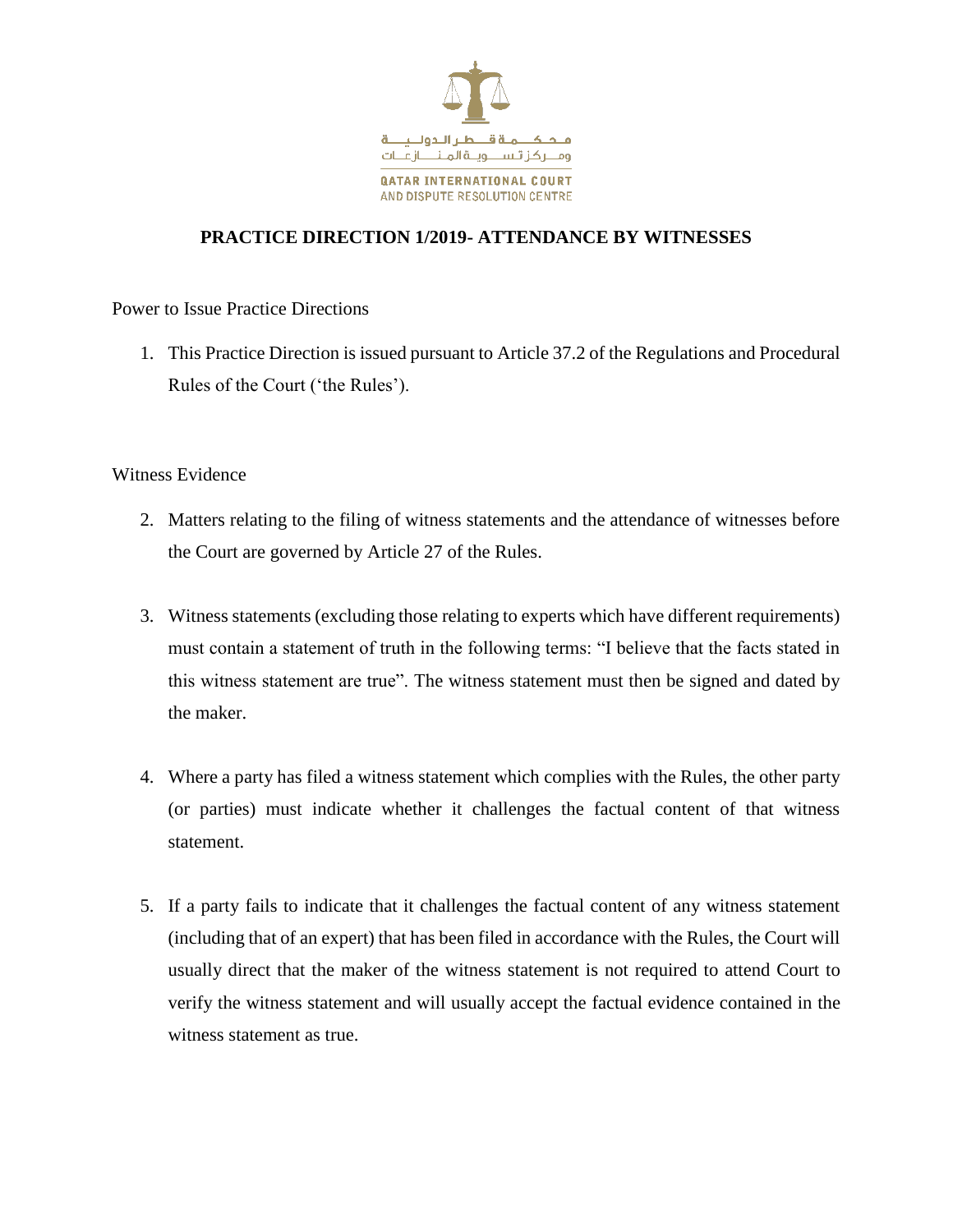محكمة قطر الدولية
ومركز تسوية المنازعات

QATAR INTERNATIONAL COURT
AND DISPUTE RESOLUTION CENTRE

# PRACTICE DIRECTION 1/2019- ATTENDANCE BY WITNESSES

Power to Issue Practice Directions

1. This Practice Direction is issued pursuant to Article 37.2 of the Regulations and Procedural Rules of the Court ('the Rules').

Witness Evidence

2. Matters relating to the filing of witness statements and the attendance of witnesses before the Court are governed by Article 27 of the Rules.

3. Witness statements (excluding those relating to experts which have different requirements) must contain a statement of truth in the following terms: "I believe that the facts stated in this witness statement are true". The witness statement must then be signed and dated by the maker.

4. Where a party has filed a witness statement which complies with the Rules, the other party (or parties) must indicate whether it challenges the factual content of that witness statement.

5. If a party fails to indicate that it challenges the factual content of any witness statement (including that of an expert) that has been filed in accordance with the Rules, the Court will usually direct that the maker of the witness statement is not required to attend Court to verify the witness statement and will usually accept the factual evidence contained in the witness statement as true.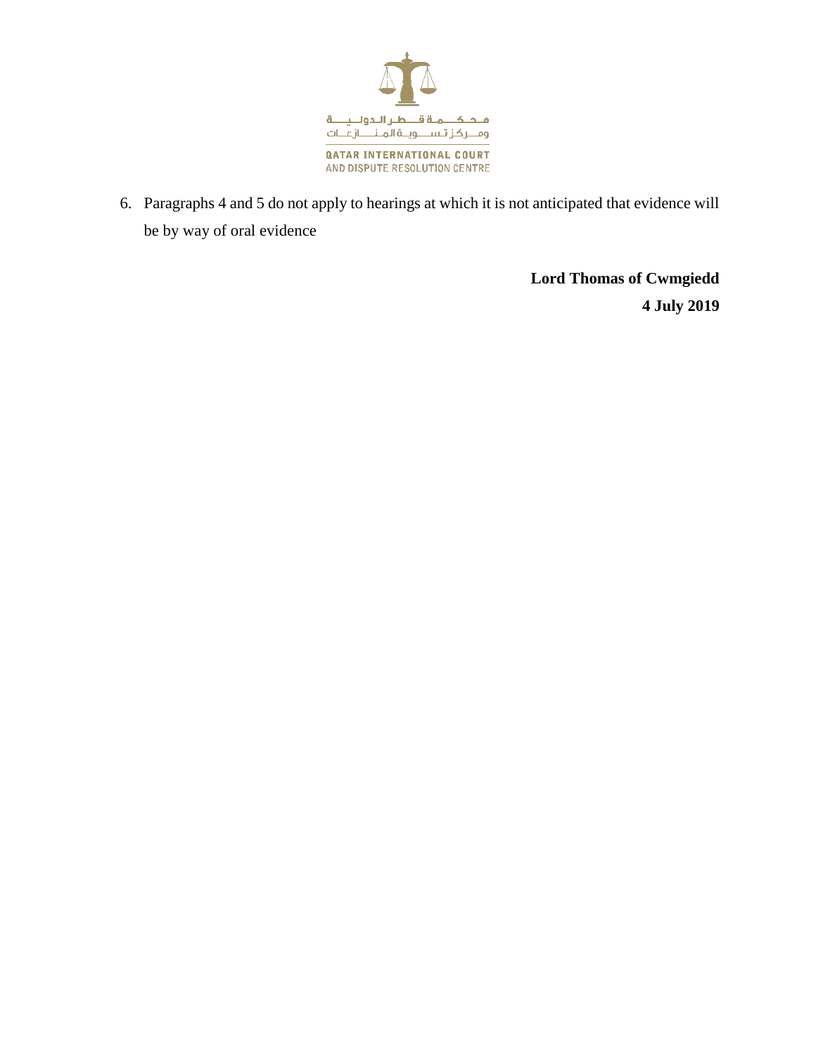6. Paragraphs 4 and 5 do not apply to hearings at which it is not anticipated that evidence will be by way of oral evidence

**Lord Thomas of Cwmgiedd**

**4 July 2019**